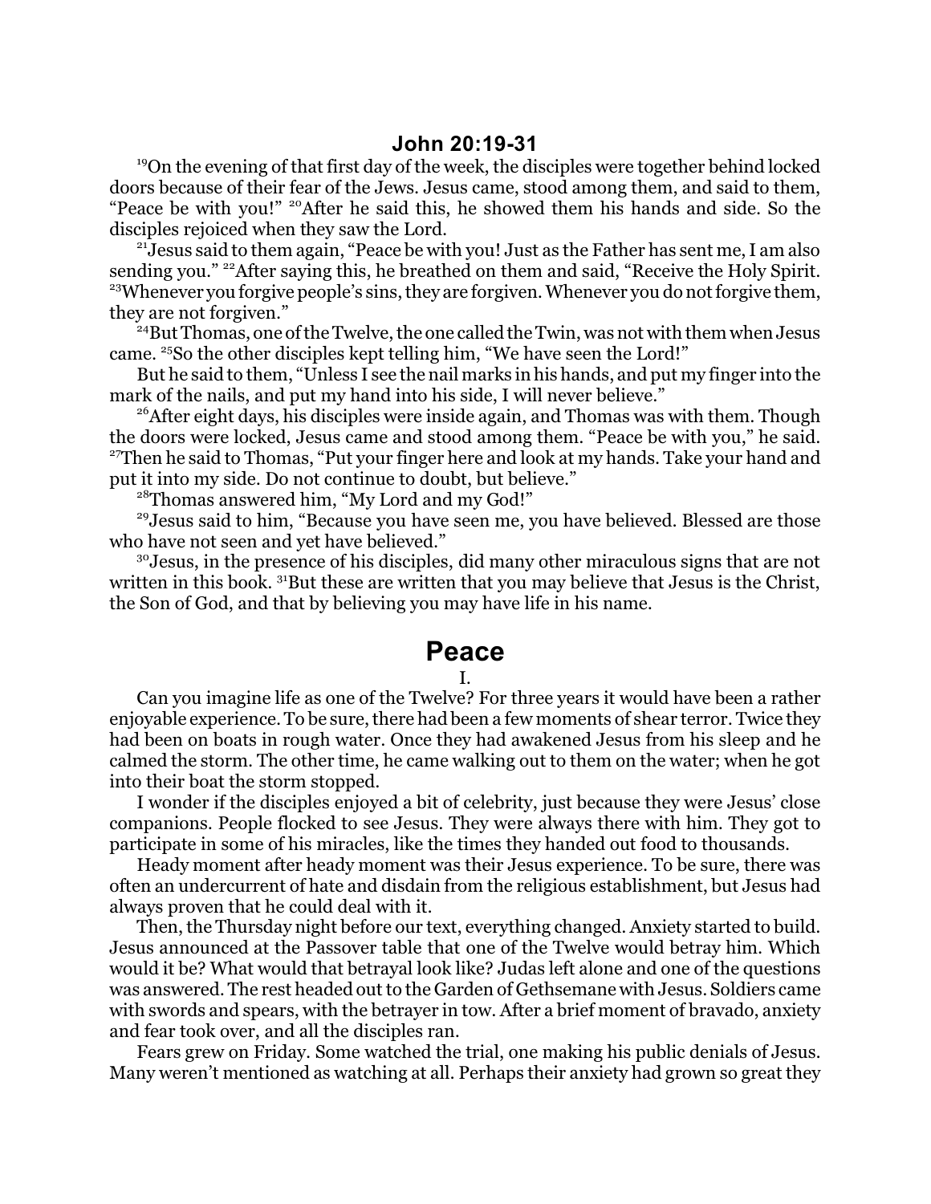## John 20:19-31

[19]On the evening of that first day of the week, the disciples were together behind locked doors because of their fear of the Jews. Jesus came, stood among them, and said to them, "Peace be with you!" [20]After he said this, he showed them his hands and side. So the disciples rejoiced when they saw the Lord.

[21]Jesus said to them again, "Peace be with you! Just as the Father has sent me, I am also sending you." [22]After saying this, he breathed on them and said, "Receive the Holy Spirit. [23]Whenever you forgive people's sins, they are forgiven. Whenever you do not forgive them, they are not forgiven."

[24]But Thomas, one of the Twelve, the one called the Twin, was not with them when Jesus came. [25]So the other disciples kept telling him, "We have seen the Lord!"

But he said to them, "Unless I see the nail marks in his hands, and put my finger into the mark of the nails, and put my hand into his side, I will never believe."

[26]After eight days, his disciples were inside again, and Thomas was with them. Though the doors were locked, Jesus came and stood among them. "Peace be with you," he said. [27]Then he said to Thomas, "Put your finger here and look at my hands. Take your hand and put it into my side. Do not continue to doubt, but believe."

[28]Thomas answered him, "My Lord and my God!"

[29]Jesus said to him, "Because you have seen me, you have believed. Blessed are those who have not seen and yet have believed."

[30]Jesus, in the presence of his disciples, did many other miraculous signs that are not written in this book. [31]But these are written that you may believe that Jesus is the Christ, the Son of God, and that by believing you may have life in his name.

# Peace

I.

Can you imagine life as one of the Twelve? For three years it would have been a rather enjoyable experience. To be sure, there had been a few moments of shear terror. Twice they had been on boats in rough water. Once they had awakened Jesus from his sleep and he calmed the storm. The other time, he came walking out to them on the water; when he got into their boat the storm stopped.

I wonder if the disciples enjoyed a bit of celebrity, just because they were Jesus' close companions. People flocked to see Jesus. They were always there with him. They got to participate in some of his miracles, like the times they handed out food to thousands.

Heady moment after heady moment was their Jesus experience. To be sure, there was often an undercurrent of hate and disdain from the religious establishment, but Jesus had always proven that he could deal with it.

Then, the Thursday night before our text, everything changed. Anxiety started to build. Jesus announced at the Passover table that one of the Twelve would betray him. Which would it be? What would that betrayal look like? Judas left alone and one of the questions was answered. The rest headed out to the Garden of Gethsemane with Jesus. Soldiers came with swords and spears, with the betrayer in tow. After a brief moment of bravado, anxiety and fear took over, and all the disciples ran.

Fears grew on Friday. Some watched the trial, one making his public denials of Jesus. Many weren't mentioned as watching at all. Perhaps their anxiety had grown so great they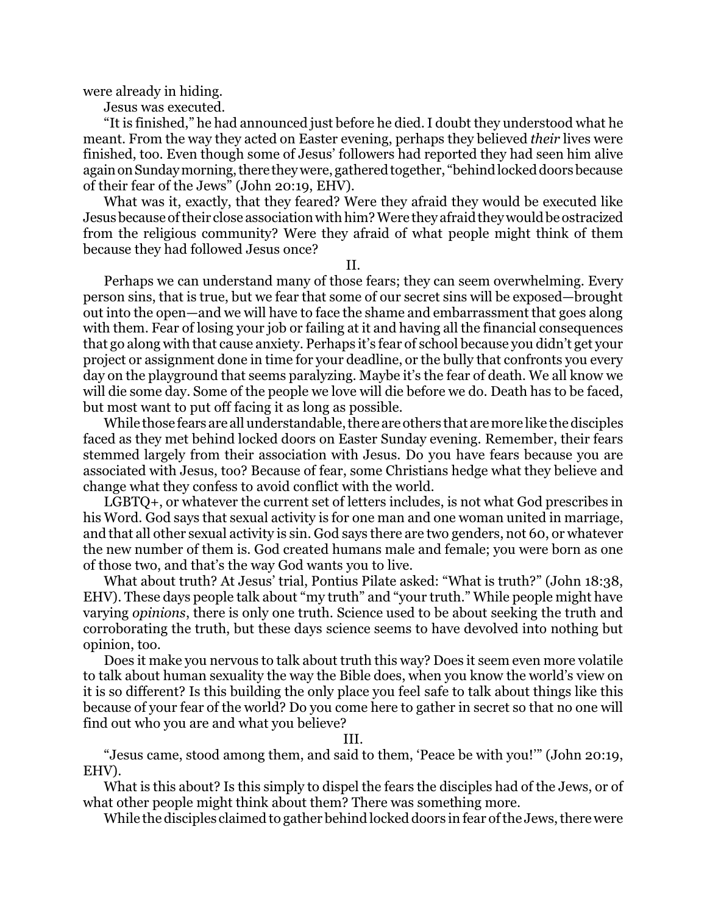were already in hiding.

Jesus was executed.

"It is finished," he had announced just before he died. I doubt they understood what he meant. From the way they acted on Easter evening, perhaps they believed *their* lives were finished, too. Even though some of Jesus' followers had reported they had seen him alive again on Sunday morning, there they were, gathered together, "behind locked doors because of their fear of the Jews" (John 20:19, EHV).

What was it, exactly, that they feared? Were they afraid they would be executed like Jesus because of their close association with him? Were they afraid they would be ostracized from the religious community? Were they afraid of what people might think of them because they had followed Jesus once?

II.

Perhaps we can understand many of those fears; they can seem overwhelming. Every person sins, that is true, but we fear that some of our secret sins will be exposed—brought out into the open—and we will have to face the shame and embarrassment that goes along with them. Fear of losing your job or failing at it and having all the financial consequences that go along with that cause anxiety. Perhaps it's fear of school because you didn't get your project or assignment done in time for your deadline, or the bully that confronts you every day on the playground that seems paralyzing. Maybe it's the fear of death. We all know we will die some day. Some of the people we love will die before we do. Death has to be faced, but most want to put off facing it as long as possible.

While those fears are all understandable, there are others that are more like the disciples faced as they met behind locked doors on Easter Sunday evening. Remember, their fears stemmed largely from their association with Jesus. Do you have fears because you are associated with Jesus, too? Because of fear, some Christians hedge what they believe and change what they confess to avoid conflict with the world.

LGBTQ+, or whatever the current set of letters includes, is not what God prescribes in his Word. God says that sexual activity is for one man and one woman united in marriage, and that all other sexual activity is sin. God says there are two genders, not 60, or whatever the new number of them is. God created humans male and female; you were born as one of those two, and that's the way God wants you to live.

What about truth? At Jesus' trial, Pontius Pilate asked: "What is truth?" (John 18:38, EHV). These days people talk about "my truth" and "your truth." While people might have varying *opinions*, there is only one truth. Science used to be about seeking the truth and corroborating the truth, but these days science seems to have devolved into nothing but opinion, too.

Does it make you nervous to talk about truth this way? Does it seem even more volatile to talk about human sexuality the way the Bible does, when you know the world's view on it is so different? Is this building the only place you feel safe to talk about things like this because of your fear of the world? Do you come here to gather in secret so that no one will find out who you are and what you believe?

III.

"Jesus came, stood among them, and said to them, 'Peace be with you!'" (John 20:19, EHV).

What is this about? Is this simply to dispel the fears the disciples had of the Jews, or of what other people might think about them? There was something more.

While the disciples claimed to gather behind locked doors in fear of the Jews, there were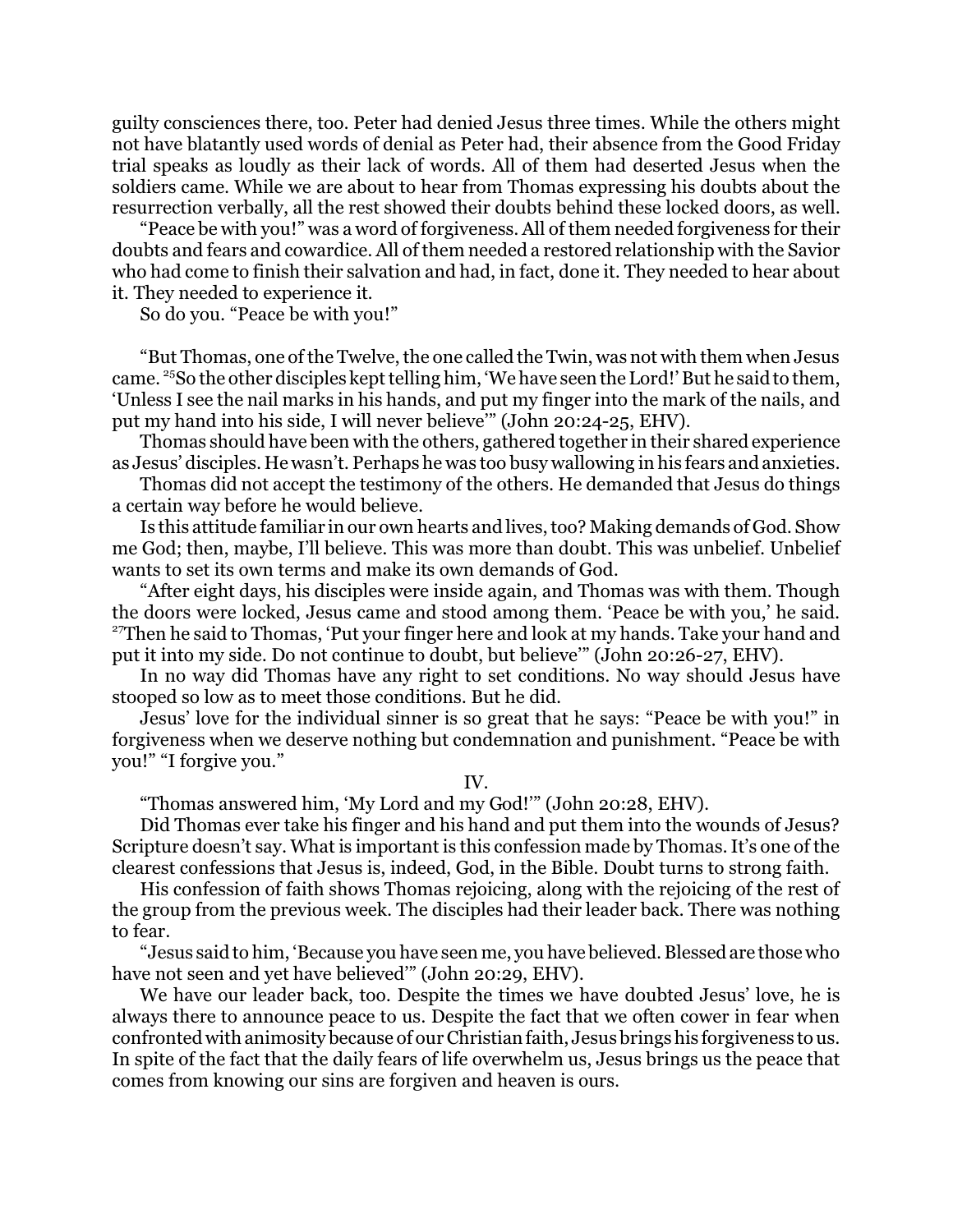guilty consciences there, too. Peter had denied Jesus three times. While the others might not have blatantly used words of denial as Peter had, their absence from the Good Friday trial speaks as loudly as their lack of words. All of them had deserted Jesus when the soldiers came. While we are about to hear from Thomas expressing his doubts about the resurrection verbally, all the rest showed their doubts behind these locked doors, as well.

"Peace be with you!" was a word of forgiveness. All of them needed forgiveness for their doubts and fears and cowardice. All of them needed a restored relationship with the Savior who had come to finish their salvation and had, in fact, done it. They needed to hear about it. They needed to experience it.

So do you. "Peace be with you!"

"But Thomas, one of the Twelve, the one called the Twin, was not with them when Jesus came. [25]So the other disciples kept telling him, 'We have seen the Lord!' But he said to them, 'Unless I see the nail marks in his hands, and put my finger into the mark of the nails, and put my hand into his side, I will never believe'" (John 20:24-25, EHV).

Thomas should have been with the others, gathered together in their shared experience as Jesus' disciples. He wasn't. Perhaps he was too busy wallowing in his fears and anxieties.

Thomas did not accept the testimony of the others. He demanded that Jesus do things a certain way before he would believe.

Is this attitude familiar in our own hearts and lives, too? Making demands of God. Show me God; then, maybe, I'll believe. This was more than doubt. This was unbelief. Unbelief wants to set its own terms and make its own demands of God.

"After eight days, his disciples were inside again, and Thomas was with them. Though the doors were locked, Jesus came and stood among them. 'Peace be with you,' he said. [27]Then he said to Thomas, 'Put your finger here and look at my hands. Take your hand and put it into my side. Do not continue to doubt, but believe'" (John 20:26-27, EHV).

In no way did Thomas have any right to set conditions. No way should Jesus have stooped so low as to meet those conditions. But he did.

Jesus' love for the individual sinner is so great that he says: "Peace be with you!" in forgiveness when we deserve nothing but condemnation and punishment. "Peace be with you!" "I forgive you."

IV.

"Thomas answered him, 'My Lord and my God!'" (John 20:28, EHV).

Did Thomas ever take his finger and his hand and put them into the wounds of Jesus? Scripture doesn't say. What is important is this confession made by Thomas. It's one of the clearest confessions that Jesus is, indeed, God, in the Bible. Doubt turns to strong faith.

His confession of faith shows Thomas rejoicing, along with the rejoicing of the rest of the group from the previous week. The disciples had their leader back. There was nothing to fear.

"Jesus said to him, 'Because you have seen me, you have believed. Blessed are those who have not seen and yet have believed'" (John 20:29, EHV).

We have our leader back, too. Despite the times we have doubted Jesus' love, he is always there to announce peace to us. Despite the fact that we often cower in fear when confronted with animosity because of our Christian faith, Jesus brings his forgiveness to us. In spite of the fact that the daily fears of life overwhelm us, Jesus brings us the peace that comes from knowing our sins are forgiven and heaven is ours.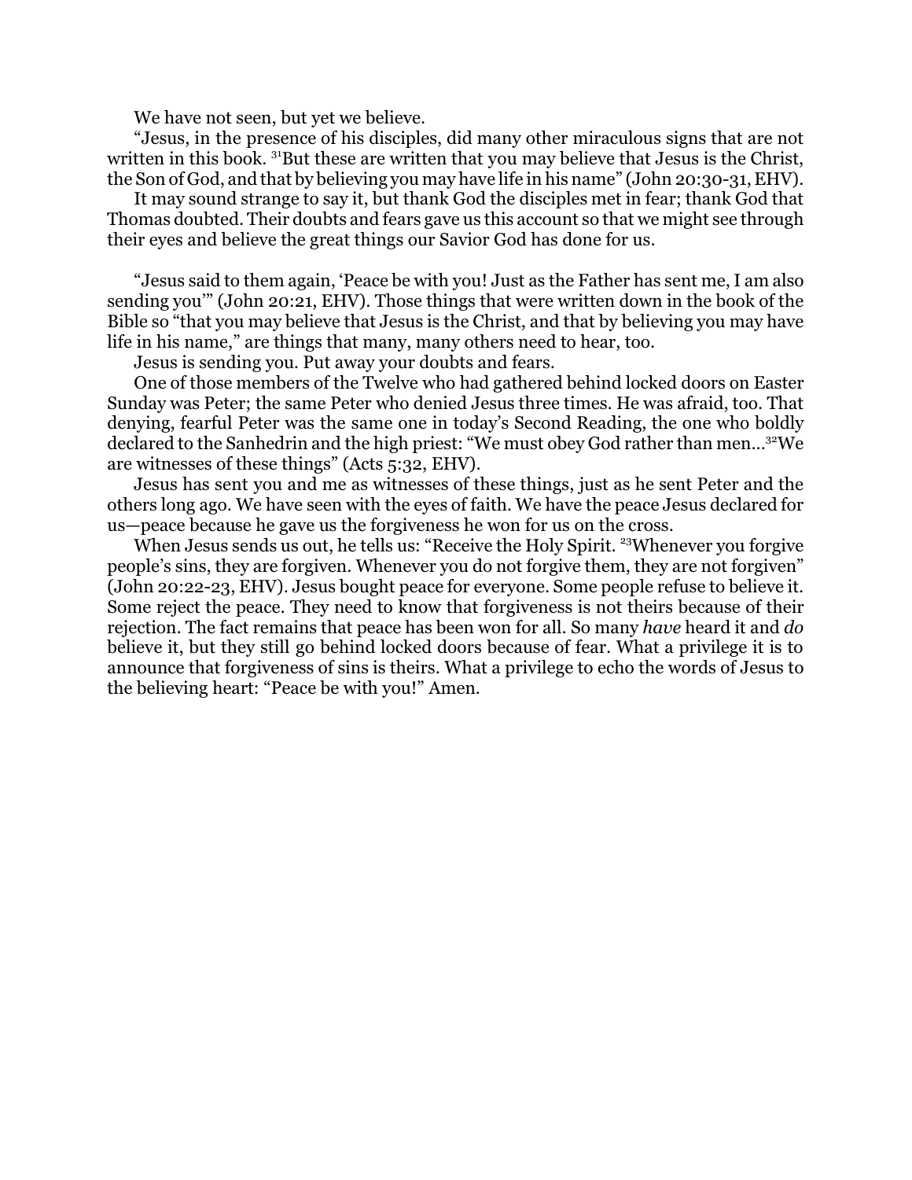We have not seen, but yet we believe.

"Jesus, in the presence of his disciples, did many other miraculous signs that are not written in this book. [31]But these are written that you may believe that Jesus is the Christ, the Son of God, and that by believing you may have life in his name" (John 20:30-31, EHV).

It may sound strange to say it, but thank God the disciples met in fear; thank God that Thomas doubted. Their doubts and fears gave us this account so that we might see through their eyes and believe the great things our Savior God has done for us.

"Jesus said to them again, 'Peace be with you! Just as the Father has sent me, I am also sending you'" (John 20:21, EHV). Those things that were written down in the book of the Bible so "that you may believe that Jesus is the Christ, and that by believing you may have life in his name," are things that many, many others need to hear, too.

Jesus is sending you. Put away your doubts and fears.

One of those members of the Twelve who had gathered behind locked doors on Easter Sunday was Peter; the same Peter who denied Jesus three times. He was afraid, too. That denying, fearful Peter was the same one in today's Second Reading, the one who boldly declared to the Sanhedrin and the high priest: "We must obey God rather than men…[32]We are witnesses of these things" (Acts 5:32, EHV).

Jesus has sent you and me as witnesses of these things, just as he sent Peter and the others long ago. We have seen with the eyes of faith. We have the peace Jesus declared for us—peace because he gave us the forgiveness he won for us on the cross.

When Jesus sends us out, he tells us: "Receive the Holy Spirit. [23]Whenever you forgive people's sins, they are forgiven. Whenever you do not forgive them, they are not forgiven" (John 20:22-23, EHV). Jesus bought peace for everyone. Some people refuse to believe it. Some reject the peace. They need to know that forgiveness is not theirs because of their rejection. The fact remains that peace has been won for all. So many *have* heard it and *do* believe it, but they still go behind locked doors because of fear. What a privilege it is to announce that forgiveness of sins is theirs. What a privilege to echo the words of Jesus to the believing heart: "Peace be with you!" Amen.